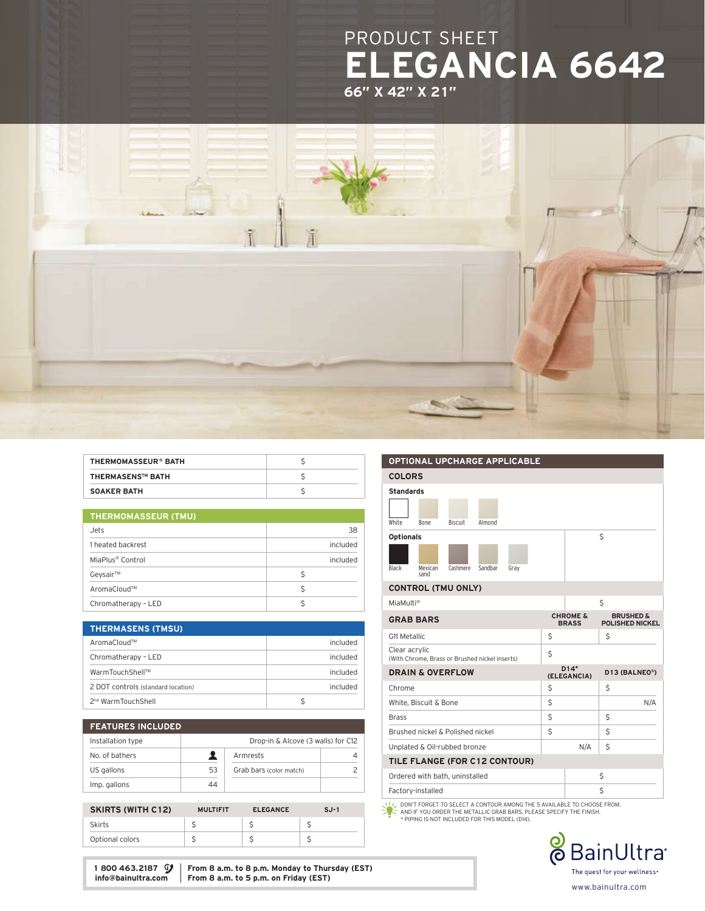# PRODUCT SHEET

# ELEGANCIA 6642

## 66" X 42" X 21"

| | |
|---|---|
| **THERMOMASSEUR® BATH** | $ |
| **THERMASENS™ BATH** | $ |
| **SOAKER BATH** | $ |

| **THERMOMASSEUR (TMU)** | |
|---|---|
| Jets | 38 |
| 1 heated backrest | included |
| MiaPlus® Control | included |
| Geysair™ | $ |
| AromaCloud™ | $ |
| Chromatherapy - LED | $ |

| **THERMASENS (TMSU)** | |
|---|---|
| AromaCloud™ | included |
| Chromatherapy - LED | included |
| WarmTouchShell™ | included |
| 2 DOT controls (standard location) | included |
| 2nd WarmTouchShell | $ |

| **FEATURES INCLUDED** | | | |
|---|---|---|---|
| Installation type | Drop-in & Alcove (3 walls) for C12 | | |
| No. of bathers | | Armrests | 4 |
| US gallons | 53 | Grab bars (color match) | 2 |
| Imp. gallons | 44 | | |

| **SKIRTS (WITH C12)** | **MULTIFIT** | **ELEGANCE** | **SJ-1** |
|---|---|---|---|
| Skirts | $ | $ | $ |
| Optional colors | $ | $ | $ |

## OPTIONAL UPCHARGE APPLICABLE

| **COLORS** | |
|---|---|
| **Standards**: White, Bone, Biscuit, Almond | |
| **Optionals**: Black, Mexican sand, Cashmere, Sandbar, Gray | $ |

| **CONTROL (TMU ONLY)** | |
|---|---|
| MiaMulti® | $ |

| **GRAB BARS** | **CHROME & BRASS** | **BRUSHED & POLISHED NICKEL** |
|---|---|---|
| G11 Metallic | $ | $ |
| Clear acrylic (With Chrome, Brass or Brushed nickel inserts) | $ | |

| **DRAIN & OVERFLOW** | **D14* (ELEGANCIA)** | **D13 (BALNEO®)** |
|---|---|---|
| Chrome | $ | $ |
| White, Biscuit & Bone | $ | N/A |
| Brass | $ | $ |
| Brushed nickel & Polished nickel | $ | $ |
| Unplated & Oil-rubbed bronze | N/A | $ |

| **TILE FLANGE (FOR C12 CONTOUR)** | |
|---|---|
| Ordered with bath, uninstalled | $ |
| Factory-installed | $ |

DON'T FORGET TO SELECT A CONTOUR AMONG THE 5 AVAILABLE TO CHOOSE FROM. AND IF YOU ORDER THE METALLIC GRAB BARS, PLEASE SPECIFY THE FINISH.
\* PIPING IS NOT INCLUDED FOR THIS MODEL (D14).

**1 800 463.2187**
**info@bainultra.com**

**From 8 a.m. to 8 p.m. Monday to Thursday (EST)**
**From 8 a.m. to 5 p.m. on Friday (EST)**

BainUltra
The quest for your wellness
www.bainultra.com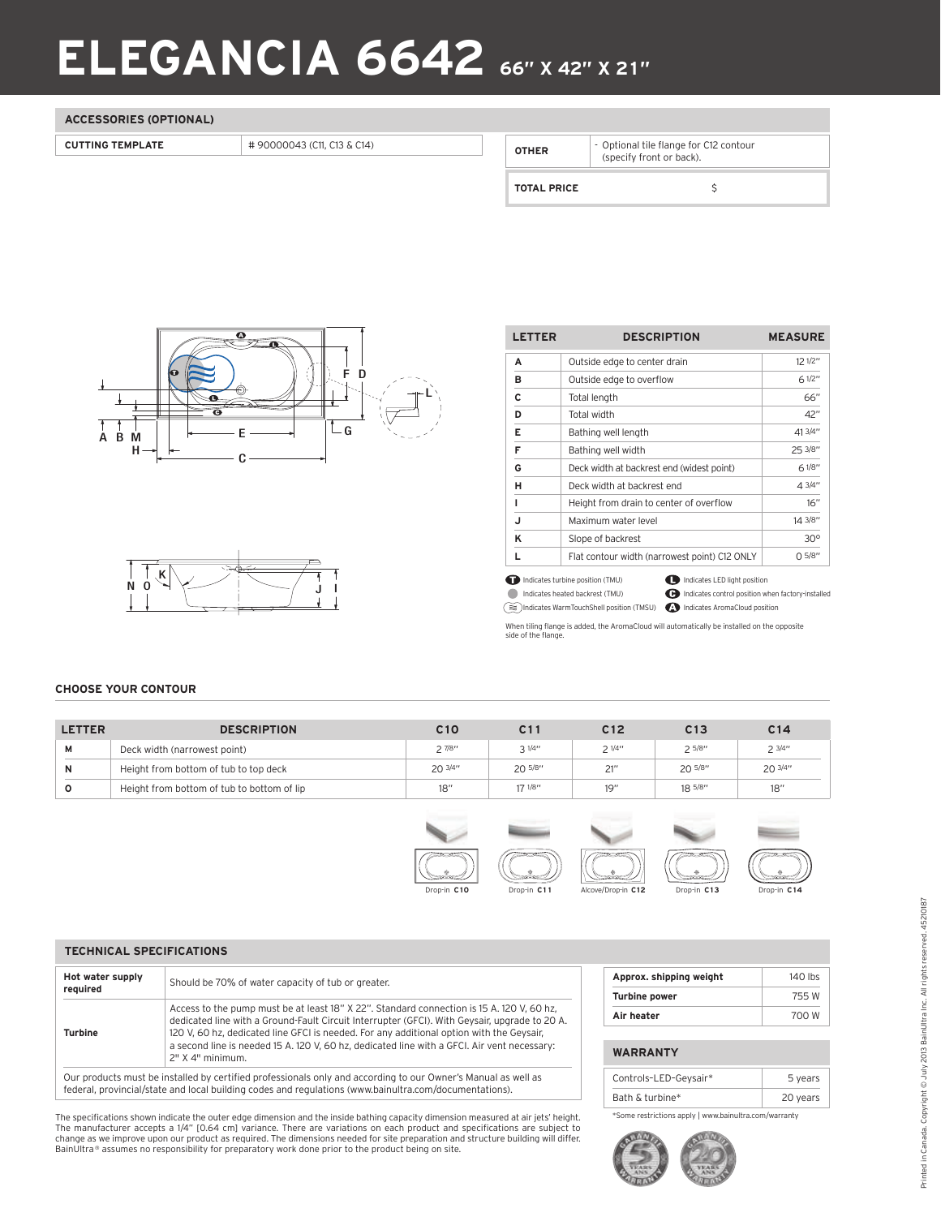# ELEGANCIA 6642 66" X 42" X 21"

## ACCESSORIES (OPTIONAL)

| | |
|---|---|
| CUTTING TEMPLATE | # 90000043 (C11, C13 & C14) |

| | |
|---|---|
| OTHER | - Optional tile flange for C12 contour (specify front or back). |
| TOTAL PRICE | $ |

| LETTER | DESCRIPTION | MEASURE |
|---|---|---|
| A | Outside edge to center drain | 12 1/2" |
| B | Outside edge to overflow | 6 1/2" |
| C | Total length | 66" |
| D | Total width | 42" |
| E | Bathing well length | 41 3/4" |
| F | Bathing well width | 25 3/8" |
| G | Deck width at backrest end (widest point) | 6 1/8" |
| H | Deck width at backrest end | 4 3/4" |
| I | Height from drain to center of overflow | 16" |
| J | Maximum water level | 14 3/8" |
| K | Slope of backrest | 30° |
| L | Flat contour width (narrowest point) C12 ONLY | 0 5/8" |

T Indicates turbine position (TMU)
Indicates heated backrest (TMU)
Indicates WarmTouchShell position (TMSU)
L Indicates LED light position
C Indicates control position when factory-installed
A Indicates AromaCloud position

When tiling flange is added, the AromaCloud will automatically be installed on the opposite side of the flange.

### CHOOSE YOUR CONTOUR

| LETTER | DESCRIPTION | C10 | C11 | C12 | C13 | C14 |
|---|---|---|---|---|---|---|
| M | Deck width (narrowest point) | 2 7/8" | 3 1/4" | 2 1/4" | 2 5/8" | 2 3/4" |
| N | Height from bottom of tub to top deck | 20 3/4" | 20 5/8" | 21" | 20 5/8" | 20 3/4" |
| O | Height from bottom of tub to bottom of lip | 18" | 17 1/8" | 19" | 18 5/8" | 18" |

Drop-in C10 | Drop-in C11 | Alcove/Drop-in C12 | Drop-in C13 | Drop-in C14

## TECHNICAL SPECIFICATIONS

| | |
|---|---|
| Hot water supply required | Should be 70% of water capacity of tub or greater. |
| Turbine | Access to the pump must be at least 18" X 22". Standard connection is 15 A. 120 V, 60 hz, dedicated line with a Ground-Fault Circuit Interrupter (GFCI). With Geysair, upgrade to 20 A. 120 V, 60 hz, dedicated line GFCI is needed. For any additional option with the Geysair, a second line is needed 15 A. 120 V, 60 hz, dedicated line with a GFCI. Air vent necessary: 2" X 4" minimum. |

Our products must be installed by certified professionals only and according to our Owner's Manual as well as federal, provincial/state and local building codes and regulations (www.bainultra.com/documentations).

| | |
|---|---|
| Approx. shipping weight | 140 lbs |
| Turbine power | 755 W |
| Air heater | 700 W |

## WARRANTY

| | |
|---|---|
| Controls-LED-Geysair* | 5 years |
| Bath & turbine* | 20 years |

*Some restrictions apply | www.bainultra.com/warranty

The specifications shown indicate the outer edge dimension and the inside bathing capacity dimension measured at air jets' height. The manufacturer accepts a 1/4" [0.64 cm] variance. There are variations on each product and specifications are subject to change as we improve upon our product as required. The dimensions needed for site preparation and structure building will differ. BainUltra® assumes no responsibility for preparatory work done prior to the product being on site.

Printed in Canada. Copyright © July 2013 BainUltra Inc. All rights reserved. 45210187